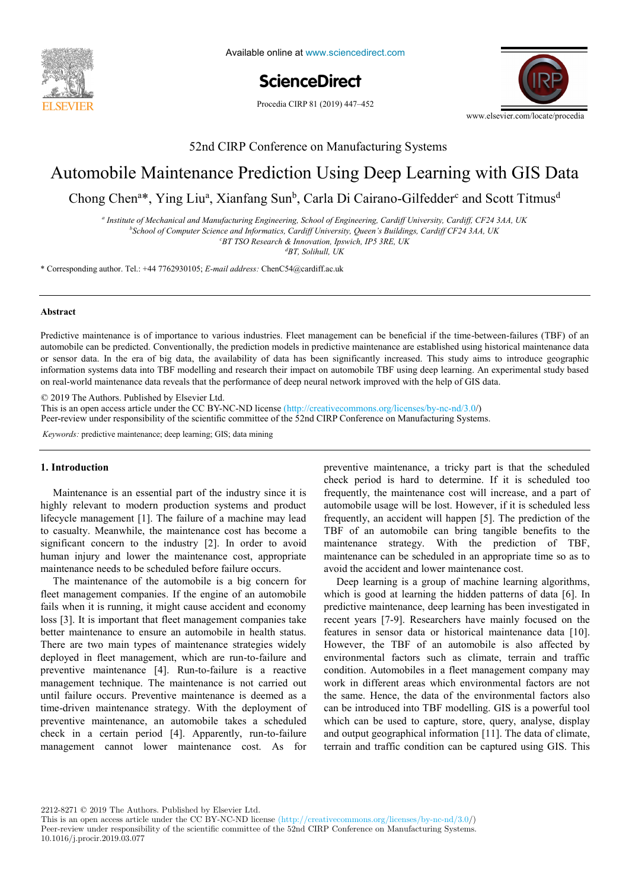52nd CIRP Conference on Manufacturing Systems

# Automobile Maintenance Prediction Using Deep Learning with GIS Data

Chong Chen[a]*, Ying Liu[a], Xianfang Sun[b], Carla Di Cairano-Gilfedder[c] and Scott Titmus[d]

[a] *Institute of Mechanical and Manufacturing Engineering, School of Engineering, Cardiff University, Cardiff, CF24 3AA, UK*
[b] *School of Computer Science and Informatics, Cardiff University, Queen's Buildings, Cardiff CF24 3AA, UK*
[c] *BT TSO Research & Innovation, Ipswich, IP5 3RE, UK*
[d] *BT, Solihull, UK*

\* Corresponding author. Tel.: +44 7762930105; *E-mail address:* ChenC54@cardiff.ac.uk

## Abstract

Predictive maintenance is of importance to various industries. Fleet management can be beneficial if the time-between-failures (TBF) of an automobile can be predicted. Conventionally, the prediction models in predictive maintenance are established using historical maintenance data or sensor data. In the era of big data, the availability of data has been significantly increased. This study aims to introduce geographic information systems data into TBF modelling and research their impact on automobile TBF using deep learning. An experimental study based on real-world maintenance data reveals that the performance of deep neural network improved with the help of GIS data.

© 2019 The Authors. Published by Elsevier Ltd.
This is an open access article under the CC BY-NC-ND license (http://creativecommons.org/licenses/by-nc-nd/3.0/)
Peer-review under responsibility of the scientific committee of the 52nd CIRP Conference on Manufacturing Systems.

*Keywords:* predictive maintenance; deep learning; GIS; data mining

## 1. Introduction

Maintenance is an essential part of the industry since it is highly relevant to modern production systems and product lifecycle management [1]. The failure of a machine may lead to casualty. Meanwhile, the maintenance cost has become a significant concern to the industry [2]. In order to avoid human injury and lower the maintenance cost, appropriate maintenance needs to be scheduled before failure occurs.

The maintenance of the automobile is a big concern for fleet management companies. If the engine of an automobile fails when it is running, it might cause accident and economy loss [3]. It is important that fleet management companies take better maintenance to ensure an automobile in health status. There are two main types of maintenance strategies widely deployed in fleet management, which are run-to-failure and preventive maintenance [4]. Run-to-failure is a reactive management technique. The maintenance is not carried out until failure occurs. Preventive maintenance is deemed as a time-driven maintenance strategy. With the deployment of preventive maintenance, an automobile takes a scheduled check in a certain period [4]. Apparently, run-to-failure management cannot lower maintenance cost. As for preventive maintenance, a tricky part is that the scheduled check period is hard to determine. If it is scheduled too frequently, the maintenance cost will increase, and a part of automobile usage will be lost. However, if it is scheduled less frequently, an accident will happen [5]. The prediction of the TBF of an automobile can bring tangible benefits to the maintenance strategy. With the prediction of TBF, maintenance can be scheduled in an appropriate time so as to avoid the accident and lower maintenance cost.

Deep learning is a group of machine learning algorithms, which is good at learning the hidden patterns of data [6]. In predictive maintenance, deep learning has been investigated in recent years [7-9]. Researchers have mainly focused on the features in sensor data or historical maintenance data [10]. However, the TBF of an automobile is also affected by environmental factors such as climate, terrain and traffic condition. Automobiles in a fleet management company may work in different areas which environmental factors are not the same. Hence, the data of the environmental factors also can be introduced into TBF modelling. GIS is a powerful tool which can be used to capture, store, query, analyse, display and output geographical information [11]. The data of climate, terrain and traffic condition can be captured using GIS. This

2212-8271 © 2019 The Authors. Published by Elsevier Ltd.
This is an open access article under the CC BY-NC-ND license (http://creativecommons.org/licenses/by-nc-nd/3.0/)
Peer-review under responsibility of the scientific committee of the 52nd CIRP Conference on Manufacturing Systems.
10.1016/j.procir.2019.03.077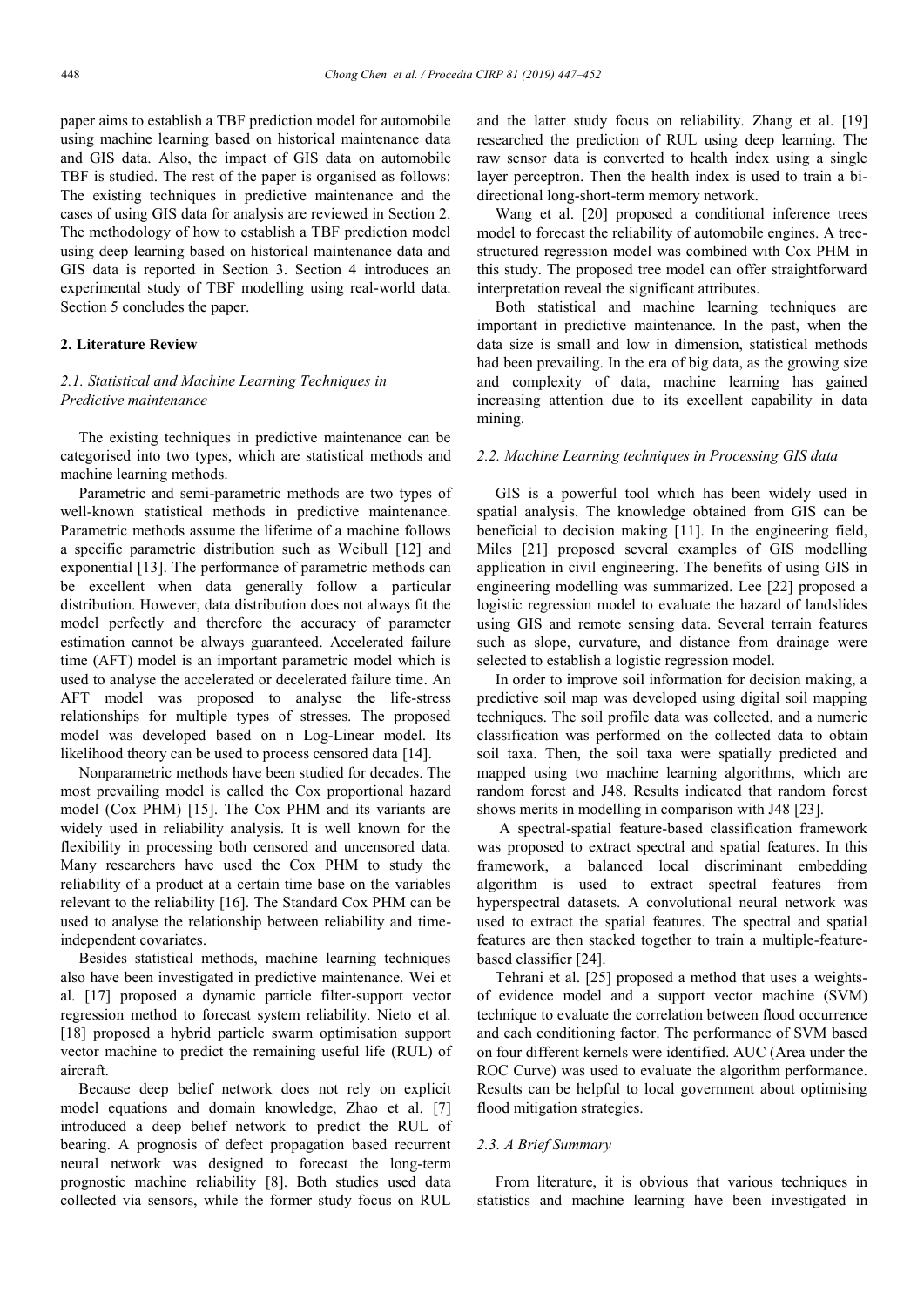paper aims to establish a TBF prediction model for automobile using machine learning based on historical maintenance data and GIS data. Also, the impact of GIS data on automobile TBF is studied. The rest of the paper is organised as follows: The existing techniques in predictive maintenance and the cases of using GIS data for analysis are reviewed in Section 2. The methodology of how to establish a TBF prediction model using deep learning based on historical maintenance data and GIS data is reported in Section 3. Section 4 introduces an experimental study of TBF modelling using real-world data. Section 5 concludes the paper.

## 2. Literature Review

### *2.1. Statistical and Machine Learning Techniques in Predictive maintenance*

The existing techniques in predictive maintenance can be categorised into two types, which are statistical methods and machine learning methods.

Parametric and semi-parametric methods are two types of well-known statistical methods in predictive maintenance. Parametric methods assume the lifetime of a machine follows a specific parametric distribution such as Weibull [12] and exponential [13]. The performance of parametric methods can be excellent when data generally follow a particular distribution. However, data distribution does not always fit the model perfectly and therefore the accuracy of parameter estimation cannot be always guaranteed. Accelerated failure time (AFT) model is an important parametric model which is used to analyse the accelerated or decelerated failure time. An AFT model was proposed to analyse the life-stress relationships for multiple types of stresses. The proposed model was developed based on n Log-Linear model. Its likelihood theory can be used to process censored data [14].

Nonparametric methods have been studied for decades. The most prevailing model is called the Cox proportional hazard model (Cox PHM) [15]. The Cox PHM and its variants are widely used in reliability analysis. It is well known for the flexibility in processing both censored and uncensored data. Many researchers have used the Cox PHM to study the reliability of a product at a certain time base on the variables relevant to the reliability [16]. The Standard Cox PHM can be used to analyse the relationship between reliability and time-independent covariates.

Besides statistical methods, machine learning techniques also have been investigated in predictive maintenance. Wei et al. [17] proposed a dynamic particle filter-support vector regression method to forecast system reliability. Nieto et al. [18] proposed a hybrid particle swarm optimisation support vector machine to predict the remaining useful life (RUL) of aircraft.

Because deep belief network does not rely on explicit model equations and domain knowledge, Zhao et al. [7] introduced a deep belief network to predict the RUL of bearing. A prognosis of defect propagation based recurrent neural network was designed to forecast the long-term prognostic machine reliability [8]. Both studies used data collected via sensors, while the former study focus on RUL and the latter study focus on reliability. Zhang et al. [19] researched the prediction of RUL using deep learning. The raw sensor data is converted to health index using a single layer perceptron. Then the health index is used to train a bi-directional long-short-term memory network.

Wang et al. [20] proposed a conditional inference trees model to forecast the reliability of automobile engines. A tree-structured regression model was combined with Cox PHM in this study. The proposed tree model can offer straightforward interpretation reveal the significant attributes.

Both statistical and machine learning techniques are important in predictive maintenance. In the past, when the data size is small and low in dimension, statistical methods had been prevailing. In the era of big data, as the growing size and complexity of data, machine learning has gained increasing attention due to its excellent capability in data mining.

### *2.2. Machine Learning techniques in Processing GIS data*

GIS is a powerful tool which has been widely used in spatial analysis. The knowledge obtained from GIS can be beneficial to decision making [11]. In the engineering field, Miles [21] proposed several examples of GIS modelling application in civil engineering. The benefits of using GIS in engineering modelling was summarized. Lee [22] proposed a logistic regression model to evaluate the hazard of landslides using GIS and remote sensing data. Several terrain features such as slope, curvature, and distance from drainage were selected to establish a logistic regression model.

In order to improve soil information for decision making, a predictive soil map was developed using digital soil mapping techniques. The soil profile data was collected, and a numeric classification was performed on the collected data to obtain soil taxa. Then, the soil taxa were spatially predicted and mapped using two machine learning algorithms, which are random forest and J48. Results indicated that random forest shows merits in modelling in comparison with J48 [23].

A spectral-spatial feature-based classification framework was proposed to extract spectral and spatial features. In this framework, a balanced local discriminant embedding algorithm is used to extract spectral features from hyperspectral datasets. A convolutional neural network was used to extract the spatial features. The spectral and spatial features are then stacked together to train a multiple-feature-based classifier [24].

Tehrani et al. [25] proposed a method that uses a weights-of evidence model and a support vector machine (SVM) technique to evaluate the correlation between flood occurrence and each conditioning factor. The performance of SVM based on four different kernels were identified. AUC (Area under the ROC Curve) was used to evaluate the algorithm performance. Results can be helpful to local government about optimising flood mitigation strategies.

### *2.3. A Brief Summary*

From literature, it is obvious that various techniques in statistics and machine learning have been investigated in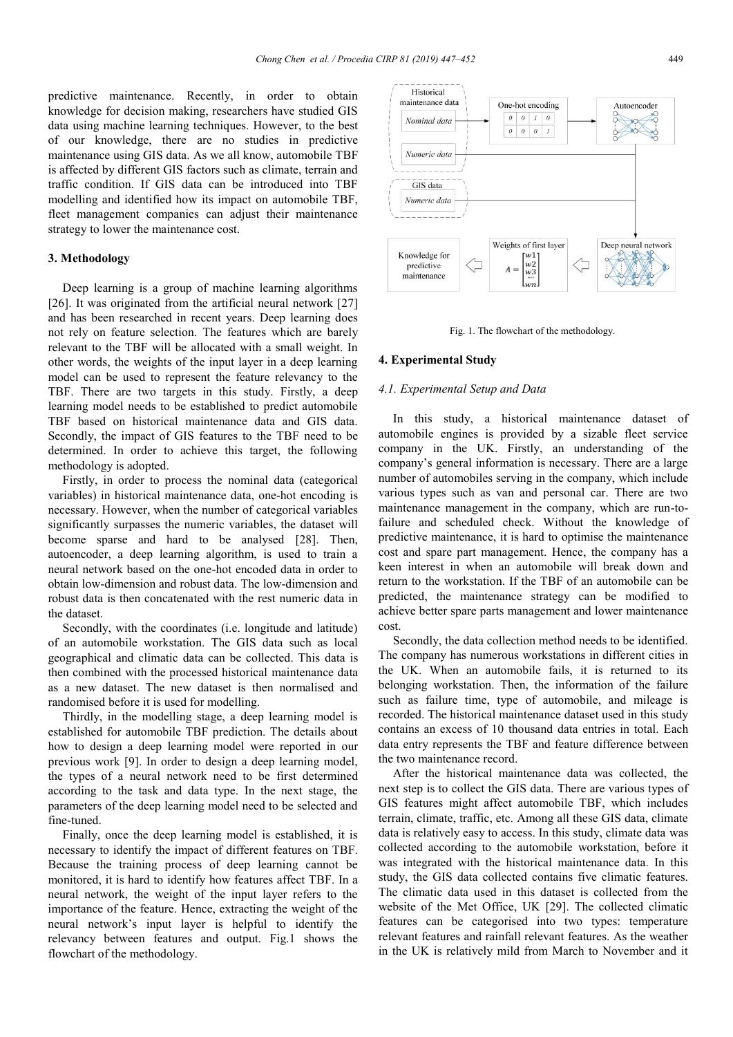predictive maintenance. Recently, in order to obtain knowledge for decision making, researchers have studied GIS data using machine learning techniques. However, to the best of our knowledge, there are no studies in predictive maintenance using GIS data. As we all know, automobile TBF is affected by different GIS factors such as climate, terrain and traffic condition. If GIS data can be introduced into TBF modelling and identified how its impact on automobile TBF, fleet management companies can adjust their maintenance strategy to lower the maintenance cost.

## 3. Methodology

Deep learning is a group of machine learning algorithms [26]. It was originated from the artificial neural network [27] and has been researched in recent years. Deep learning does not rely on feature selection. The features which are barely relevant to the TBF will be allocated with a small weight. In other words, the weights of the input layer in a deep learning model can be used to represent the feature relevancy to the TBF. There are two targets in this study. Firstly, a deep learning model needs to be established to predict automobile TBF based on historical maintenance data and GIS data. Secondly, the impact of GIS features to the TBF need to be determined. In order to achieve this target, the following methodology is adopted.

Firstly, in order to process the nominal data (categorical variables) in historical maintenance data, one-hot encoding is necessary. However, when the number of categorical variables significantly surpasses the numeric variables, the dataset will become sparse and hard to be analysed [28]. Then, autoencoder, a deep learning algorithm, is used to train a neural network based on the one-hot encoded data in order to obtain low-dimension and robust data. The low-dimension and robust data is then concatenated with the rest numeric data in the dataset.

Secondly, with the coordinates (i.e. longitude and latitude) of an automobile workstation. The GIS data such as local geographical and climatic data can be collected. This data is then combined with the processed historical maintenance data as a new dataset. The new dataset is then normalised and randomised before it is used for modelling.

Thirdly, in the modelling stage, a deep learning model is established for automobile TBF prediction. The details about how to design a deep learning model were reported in our previous work [9]. In order to design a deep learning model, the types of a neural network need to be first determined according to the task and data type. In the next stage, the parameters of the deep learning model need to be selected and fine-tuned.

Finally, once the deep learning model is established, it is necessary to identify the impact of different features on TBF. Because the training process of deep learning cannot be monitored, it is hard to identify how features affect TBF. In a neural network, the weight of the input layer refers to the importance of the feature. Hence, extracting the weight of the neural network's input layer is helpful to identify the relevancy between features and output. Fig.1 shows the flowchart of the methodology.

Fig. 1. The flowchart of the methodology.

## 4. Experimental Study

### 4.1. Experimental Setup and Data

In this study, a historical maintenance dataset of automobile engines is provided by a sizable fleet service company in the UK. Firstly, an understanding of the company's general information is necessary. There are a large number of automobiles serving in the company, which include various types such as van and personal car. There are two maintenance management in the company, which are run-to-failure and scheduled check. Without the knowledge of predictive maintenance, it is hard to optimise the maintenance cost and spare part management. Hence, the company has a keen interest in when an automobile will break down and return to the workstation. If the TBF of an automobile can be predicted, the maintenance strategy can be modified to achieve better spare parts management and lower maintenance cost.

Secondly, the data collection method needs to be identified. The company has numerous workstations in different cities in the UK. When an automobile fails, it is returned to its belonging workstation. Then, the information of the failure such as failure time, type of automobile, and mileage is recorded. The historical maintenance dataset used in this study contains an excess of 10 thousand data entries in total. Each data entry represents the TBF and feature difference between the two maintenance record.

After the historical maintenance data was collected, the next step is to collect the GIS data. There are various types of GIS features might affect automobile TBF, which includes terrain, climate, traffic, etc. Among all these GIS data, climate data is relatively easy to access. In this study, climate data was collected according to the automobile workstation, before it was integrated with the historical maintenance data. In this study, the GIS data collected contains five climatic features. The climatic data used in this dataset is collected from the website of the Met Office, UK [29]. The collected climatic features can be categorised into two types: temperature relevant features and rainfall relevant features. As the weather in the UK is relatively mild from March to November and it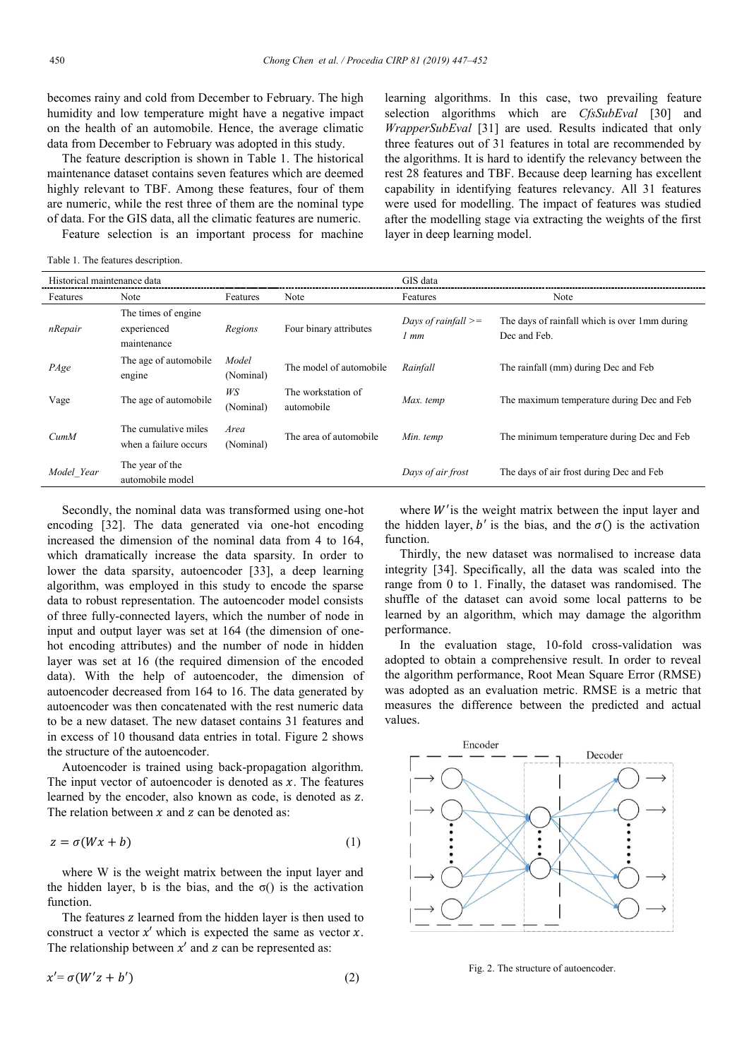becomes rainy and cold from December to February. The high humidity and low temperature might have a negative impact on the health of an automobile. Hence, the average climatic data from December to February was adopted in this study.

The feature description is shown in Table 1. The historical maintenance dataset contains seven features which are deemed highly relevant to TBF. Among these features, four of them are numeric, while the rest three of them are the nominal type of data. For the GIS data, all the climatic features are numeric.

Feature selection is an important process for machine learning algorithms. In this case, two prevailing feature selection algorithms which are *CfsSubEval* [30] and *WrapperSubEval* [31] are used. Results indicated that only three features out of 31 features in total are recommended by the algorithms. It is hard to identify the relevancy between the rest 28 features and TBF. Because deep learning has excellent capability in identifying features relevancy. All 31 features were used for modelling. The impact of features was studied after the modelling stage via extracting the weights of the first layer in deep learning model.

Table 1. The features description.

| Historical maintenance data | | | | GIS data | |
|---|---|---|---|---|---|
| Features | Note | Features | Note | Features | Note |
| *nRepair* | The times of engine experienced maintenance | *Regions* | Four binary attributes | *Days of rainfall >= 1 mm* | The days of rainfall which is over 1mm during Dec and Feb. |
| *PAge* | The age of automobile engine | *Model* (Nominal) | The model of automobile | *Rainfall* | The rainfall (mm) during Dec and Feb |
| Vage | The age of automobile | *WS* (Nominal) | The workstation of automobile | *Max. temp* | The maximum temperature during Dec and Feb |
| *CumM* | The cumulative miles when a failure occurs | *Area* (Nominal) | The area of automobile | *Min. temp* | The minimum temperature during Dec and Feb |
| *Model_Year* | The year of the automobile model | | | *Days of air frost* | The days of air frost during Dec and Feb |

Secondly, the nominal data was transformed using one-hot encoding [32]. The data generated via one-hot encoding increased the dimension of the nominal data from 4 to 164, which dramatically increase the data sparsity. In order to lower the data sparsity, autoencoder [33], a deep learning algorithm, was employed in this study to encode the sparse data to robust representation. The autoencoder model consists of three fully-connected layers, which the number of node in input and output layer was set at 164 (the dimension of one-hot encoding attributes) and the number of node in hidden layer was set at 16 (the required dimension of the encoded data). With the help of autoencoder, the dimension of autoencoder decreased from 164 to 16. The data generated by autoencoder was then concatenated with the rest numeric data to be a new dataset. The new dataset contains 31 features and in excess of 10 thousand data entries in total. Figure 2 shows the structure of the autoencoder.

Autoencoder is trained using back-propagation algorithm. The input vector of autoencoder is denoted as $x$. The features learned by the encoder, also known as code, is denoted as $z$. The relation between $x$ and $z$ can be denoted as:

$$z = \sigma(Wx + b) \tag{1}$$

where W is the weight matrix between the input layer and the hidden layer, b is the bias, and the σ() is the activation function.

The features $z$ learned from the hidden layer is then used to construct a vector $x'$ which is expected the same as vector $x$. The relationship between $x'$ and $z$ can be represented as:

$$x' = \sigma(W'z + b') \tag{2}$$

where $W'$ is the weight matrix between the input layer and the hidden layer, $b'$ is the bias, and the $\sigma()$ is the activation function.

Thirdly, the new dataset was normalised to increase data integrity [34]. Specifically, all the data was scaled into the range from 0 to 1. Finally, the dataset was randomised. The shuffle of the dataset can avoid some local patterns to be learned by an algorithm, which may damage the algorithm performance.

In the evaluation stage, 10-fold cross-validation was adopted to obtain a comprehensive result. In order to reveal the algorithm performance, Root Mean Square Error (RMSE) was adopted as an evaluation metric. RMSE is a metric that measures the difference between the predicted and actual values.

Fig. 2. The structure of autoencoder.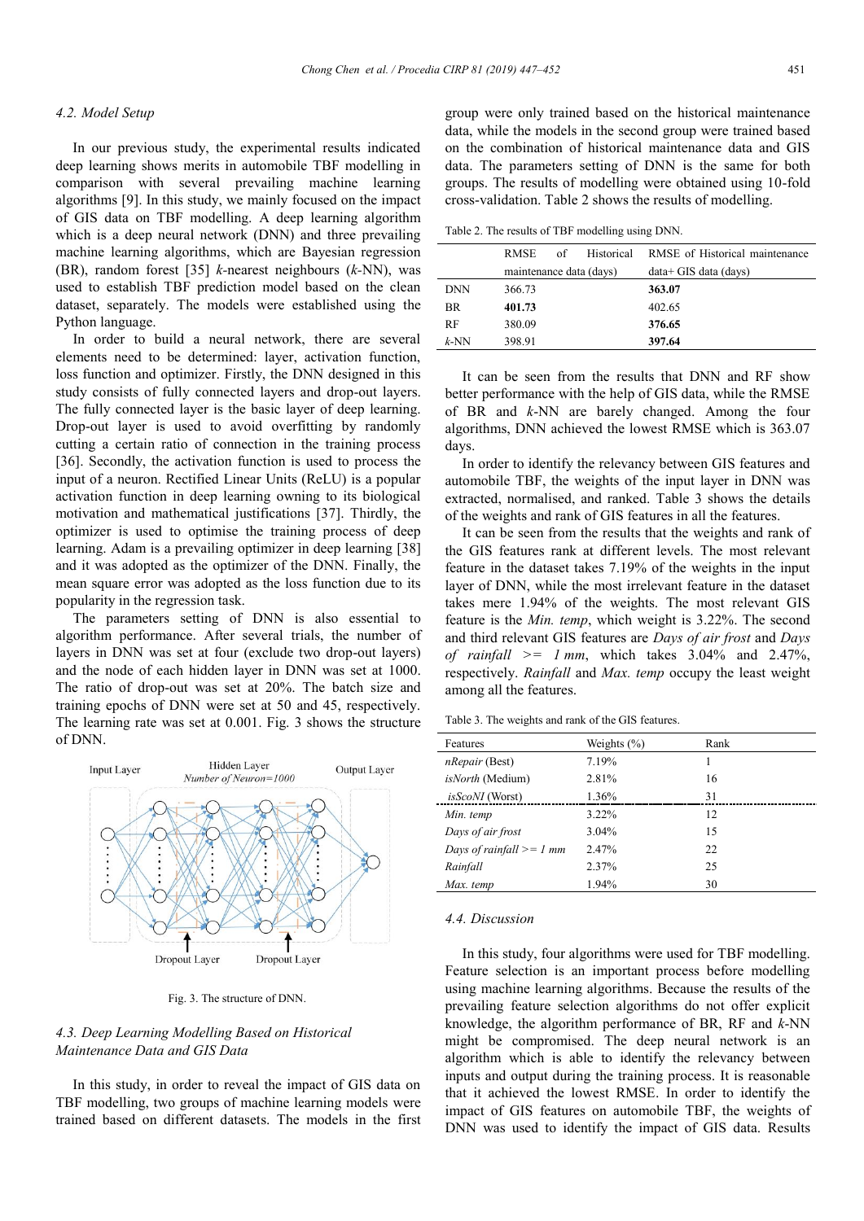### 4.2. Model Setup

In our previous study, the experimental results indicated deep learning shows merits in automobile TBF modelling in comparison with several prevailing machine learning algorithms [9]. In this study, we mainly focused on the impact of GIS data on TBF modelling. A deep learning algorithm which is a deep neural network (DNN) and three prevailing machine learning algorithms, which are Bayesian regression (BR), random forest [35] *k*-nearest neighbours (*k*-NN), was used to establish TBF prediction model based on the clean dataset, separately. The models were established using the Python language.

In order to build a neural network, there are several elements need to be determined: layer, activation function, loss function and optimizer. Firstly, the DNN designed in this study consists of fully connected layers and drop-out layers. The fully connected layer is the basic layer of deep learning. Drop-out layer is used to avoid overfitting by randomly cutting a certain ratio of connection in the training process [36]. Secondly, the activation function is used to process the input of a neuron. Rectified Linear Units (ReLU) is a popular activation function in deep learning owning to its biological motivation and mathematical justifications [37]. Thirdly, the optimizer is used to optimise the training process of deep learning. Adam is a prevailing optimizer in deep learning [38] and it was adopted as the optimizer of the DNN. Finally, the mean square error was adopted as the loss function due to its popularity in the regression task.

The parameters setting of DNN is also essential to algorithm performance. After several trials, the number of layers in DNN was set at four (exclude two drop-out layers) and the node of each hidden layer in DNN was set at 1000. The ratio of drop-out was set at 20%. The batch size and training epochs of DNN were set at 50 and 45, respectively. The learning rate was set at 0.001. Fig. 3 shows the structure of DNN.

Fig. 3. The structure of DNN.

### 4.3. Deep Learning Modelling Based on Historical Maintenance Data and GIS Data

In this study, in order to reveal the impact of GIS data on TBF modelling, two groups of machine learning models were trained based on different datasets. The models in the first group were only trained based on the historical maintenance data, while the models in the second group were trained based on the combination of historical maintenance data and GIS data. The parameters setting of DNN is the same for both groups. The results of modelling were obtained using 10-fold cross-validation. Table 2 shows the results of modelling.

Table 2. The results of TBF modelling using DNN.

| | RMSE of Historical maintenance data (days) | RMSE of Historical maintenance data+ GIS data (days) |
|---|---|---|
| DNN | 366.73 | **363.07** |
| BR | **401.73** | 402.65 |
| RF | 380.09 | **376.65** |
| *k*-NN | 398.91 | **397.64** |

It can be seen from the results that DNN and RF show better performance with the help of GIS data, while the RMSE of BR and *k*-NN are barely changed. Among the four algorithms, DNN achieved the lowest RMSE which is 363.07 days.

In order to identify the relevancy between GIS features and automobile TBF, the weights of the input layer in DNN was extracted, normalised, and ranked. Table 3 shows the details of the weights and rank of GIS features in all the features.

It can be seen from the results that the weights and rank of the GIS features rank at different levels. The most relevant feature in the dataset takes 7.19% of the weights in the input layer of DNN, while the most irrelevant feature in the dataset takes mere 1.94% of the weights. The most relevant GIS feature is the *Min. temp*, which weight is 3.22%. The second and third relevant GIS features are *Days of air frost* and *Days of rainfall >= 1 mm*, which takes 3.04% and 2.47%, respectively. *Rainfall* and *Max. temp* occupy the least weight among all the features.

Table 3. The weights and rank of the GIS features.

| Features | Weights (%) | Rank |
|---|---|---|
| *nRepair* (Best) | 7.19% | 1 |
| *isNorth* (Medium) | 2.81% | 16 |
| *isScoNI* (Worst) | 1.36% | 31 |
| *Min. temp* | 3.22% | 12 |
| *Days of air frost* | 3.04% | 15 |
| *Days of rainfall >= 1 mm* | 2.47% | 22 |
| *Rainfall* | 2.37% | 25 |
| *Max. temp* | 1.94% | 30 |

### 4.4. Discussion

In this study, four algorithms were used for TBF modelling. Feature selection is an important process before modelling using machine learning algorithms. Because the results of the prevailing feature selection algorithms do not offer explicit knowledge, the algorithm performance of BR, RF and *k*-NN might be compromised. The deep neural network is an algorithm which is able to identify the relevancy between inputs and output during the training process. It is reasonable that it achieved the lowest RMSE. In order to identify the impact of GIS features on automobile TBF, the weights of DNN was used to identify the impact of GIS data. Results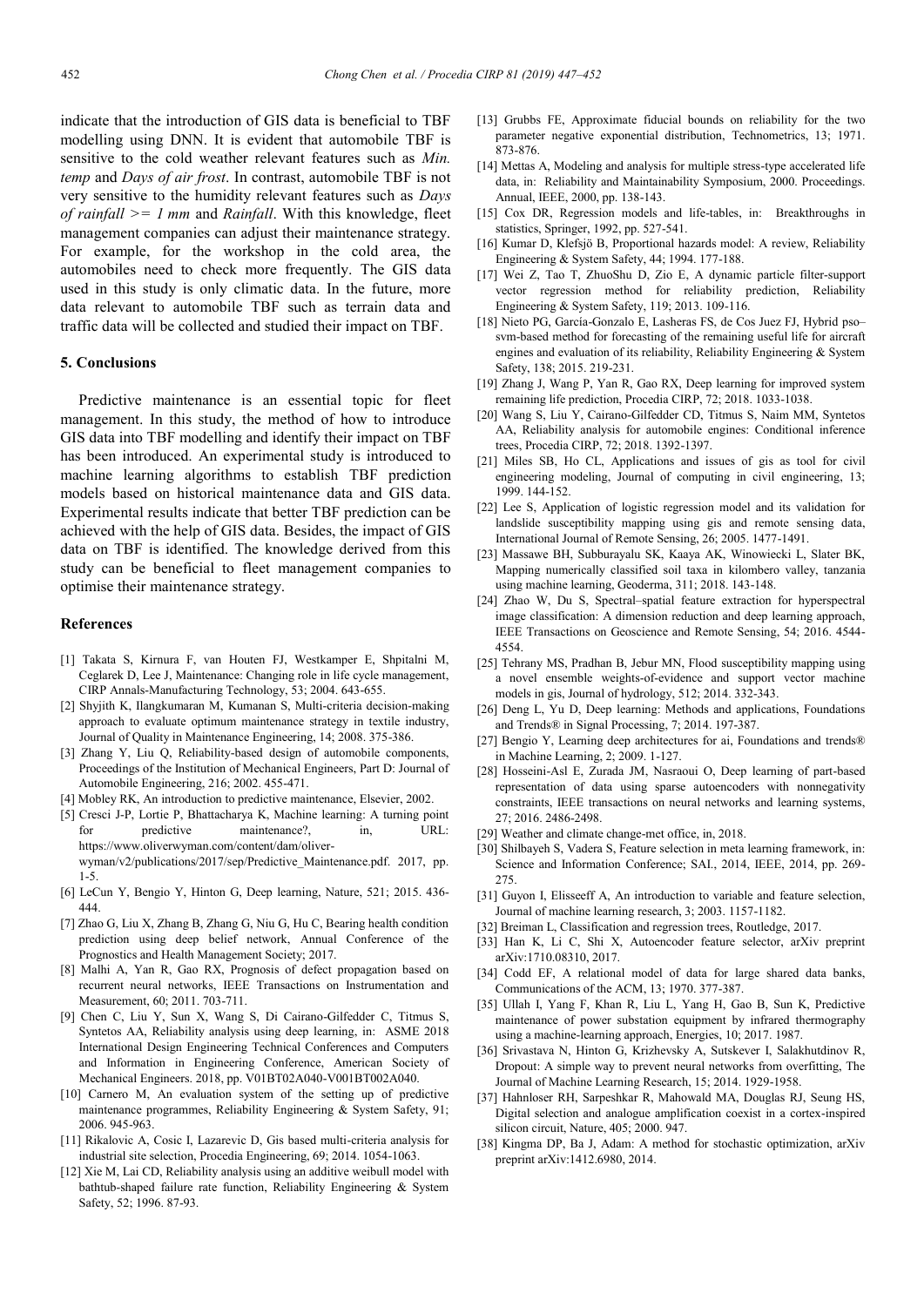indicate that the introduction of GIS data is beneficial to TBF modelling using DNN. It is evident that automobile TBF is sensitive to the cold weather relevant features such as *Min. temp* and *Days of air frost*. In contrast, automobile TBF is not very sensitive to the humidity relevant features such as *Days of rainfall >= 1 mm* and *Rainfall*. With this knowledge, fleet management companies can adjust their maintenance strategy. For example, for the workshop in the cold area, the automobiles need to check more frequently. The GIS data used in this study is only climatic data. In the future, more data relevant to automobile TBF such as terrain data and traffic data will be collected and studied their impact on TBF.

## 5. Conclusions

Predictive maintenance is an essential topic for fleet management. In this study, the method of how to introduce GIS data into TBF modelling and identify their impact on TBF has been introduced. An experimental study is introduced to machine learning algorithms to establish TBF prediction models based on historical maintenance data and GIS data. Experimental results indicate that better TBF prediction can be achieved with the help of GIS data. Besides, the impact of GIS data on TBF is identified. The knowledge derived from this study can be beneficial to fleet management companies to optimise their maintenance strategy.

## References

[1] Takata S, Kirnura F, van Houten FJ, Westkamper E, Shpitalni M, Ceglarek D, Lee J, Maintenance: Changing role in life cycle management, CIRP Annals-Manufacturing Technology, 53; 2004. 643-655.

[2] Shyjith K, Ilangkumaran M, Kumanan S, Multi-criteria decision-making approach to evaluate optimum maintenance strategy in textile industry, Journal of Quality in Maintenance Engineering, 14; 2008. 375-386.

[3] Zhang Y, Liu Q, Reliability-based design of automobile components, Proceedings of the Institution of Mechanical Engineers, Part D: Journal of Automobile Engineering, 216; 2002. 455-471.

[4] Mobley RK, An introduction to predictive maintenance, Elsevier, 2002.

[5] Cresci J-P, Lortie P, Bhattacharya K, Machine learning: A turning point for predictive maintenance?, in, URL: https://www.oliverwyman.com/content/dam/oliver-wyman/v2/publications/2017/sep/Predictive_Maintenance.pdf. 2017, pp. 1-5.

[6] LeCun Y, Bengio Y, Hinton G, Deep learning, Nature, 521; 2015. 436-444.

[7] Zhao G, Liu X, Zhang B, Zhang G, Niu G, Hu C, Bearing health condition prediction using deep belief network, Annual Conference of the Prognostics and Health Management Society; 2017.

[8] Malhi A, Yan R, Gao RX, Prognosis of defect propagation based on recurrent neural networks, IEEE Transactions on Instrumentation and Measurement, 60; 2011. 703-711.

[9] Chen C, Liu Y, Sun X, Wang S, Di Cairano-Gilfedder C, Titmus S, Syntetos AA, Reliability analysis using deep learning, in: ASME 2018 International Design Engineering Technical Conferences and Computers and Information in Engineering Conference, American Society of Mechanical Engineers. 2018, pp. V01BT02A040-V001BT002A040.

[10] Carnero M, An evaluation system of the setting up of predictive maintenance programmes, Reliability Engineering & System Safety, 91; 2006. 945-963.

[11] Rikalovic A, Cosic I, Lazarevic D, Gis based multi-criteria analysis for industrial site selection, Procedia Engineering, 69; 2014. 1054-1063.

[12] Xie M, Lai CD, Reliability analysis using an additive weibull model with bathtub-shaped failure rate function, Reliability Engineering & System Safety, 52; 1996. 87-93.

[13] Grubbs FE, Approximate fiducial bounds on reliability for the two parameter negative exponential distribution, Technometrics, 13; 1971. 873-876.

[14] Mettas A, Modeling and analysis for multiple stress-type accelerated life data, in: Reliability and Maintainability Symposium, 2000. Proceedings. Annual, IEEE, 2000, pp. 138-143.

[15] Cox DR, Regression models and life-tables, in: Breakthroughs in statistics, Springer, 1992, pp. 527-541.

[16] Kumar D, Klefsjö B, Proportional hazards model: A review, Reliability Engineering & System Safety, 44; 1994. 177-188.

[17] Wei Z, Tao T, ZhuoShu D, Zio E, A dynamic particle filter-support vector regression method for reliability prediction, Reliability Engineering & System Safety, 119; 2013. 109-116.

[18] Nieto PG, García-Gonzalo E, Lasheras FS, de Cos Juez FJ, Hybrid pso–svm-based method for forecasting of the remaining useful life for aircraft engines and evaluation of its reliability, Reliability Engineering & System Safety, 138; 2015. 219-231.

[19] Zhang J, Wang P, Yan R, Gao RX, Deep learning for improved system remaining life prediction, Procedia CIRP, 72; 2018. 1033-1038.

[20] Wang S, Liu Y, Cairano-Gilfedder CD, Titmus S, Naim MM, Syntetos AA, Reliability analysis for automobile engines: Conditional inference trees, Procedia CIRP, 72; 2018. 1392-1397.

[21] Miles SB, Ho CL, Applications and issues of gis as tool for civil engineering modeling, Journal of computing in civil engineering, 13; 1999. 144-152.

[22] Lee S, Application of logistic regression model and its validation for landslide susceptibility mapping using gis and remote sensing data, International Journal of Remote Sensing, 26; 2005. 1477-1491.

[23] Massawe BH, Subburayalu SK, Kaaya AK, Winowiecki L, Slater BK, Mapping numerically classified soil taxa in kilombero valley, tanzania using machine learning, Geoderma, 311; 2018. 143-148.

[24] Zhao W, Du S, Spectral–spatial feature extraction for hyperspectral image classification: A dimension reduction and deep learning approach, IEEE Transactions on Geoscience and Remote Sensing, 54; 2016. 4544-4554.

[25] Tehrany MS, Pradhan B, Jebur MN, Flood susceptibility mapping using a novel ensemble weights-of-evidence and support vector machine models in gis, Journal of hydrology, 512; 2014. 332-343.

[26] Deng L, Yu D, Deep learning: Methods and applications, Foundations and Trends® in Signal Processing, 7; 2014. 197-387.

[27] Bengio Y, Learning deep architectures for ai, Foundations and trends® in Machine Learning, 2; 2009. 1-127.

[28] Hosseini-Asl E, Zurada JM, Nasraoui O, Deep learning of part-based representation of data using sparse autoencoders with nonnegativity constraints, IEEE transactions on neural networks and learning systems, 27; 2016. 2486-2498.

[29] Weather and climate change-met office, in, 2018.

[30] Shilbayeh S, Vadera S, Feature selection in meta learning framework, in: Science and Information Conference; SAI., 2014, IEEE, 2014, pp. 269-275.

[31] Guyon I, Elisseeff A, An introduction to variable and feature selection, Journal of machine learning research, 3; 2003. 1157-1182.

[32] Breiman L, Classification and regression trees, Routledge, 2017.

[33] Han K, Li C, Shi X, Autoencoder feature selector, arXiv preprint arXiv:1710.08310, 2017.

[34] Codd EF, A relational model of data for large shared data banks, Communications of the ACM, 13; 1970. 377-387.

[35] Ullah I, Yang F, Khan R, Liu L, Yang H, Gao B, Sun K, Predictive maintenance of power substation equipment by infrared thermography using a machine-learning approach, Energies, 10; 2017. 1987.

[36] Srivastava N, Hinton G, Krizhevsky A, Sutskever I, Salakhutdinov R, Dropout: A simple way to prevent neural networks from overfitting, The Journal of Machine Learning Research, 15; 2014. 1929-1958.

[37] Hahnloser RH, Sarpeshkar R, Mahowald MA, Douglas RJ, Seung HS, Digital selection and analogue amplification coexist in a cortex-inspired silicon circuit, Nature, 405; 2000. 947.

[38] Kingma DP, Ba J, Adam: A method for stochastic optimization, arXiv preprint arXiv:1412.6980, 2014.